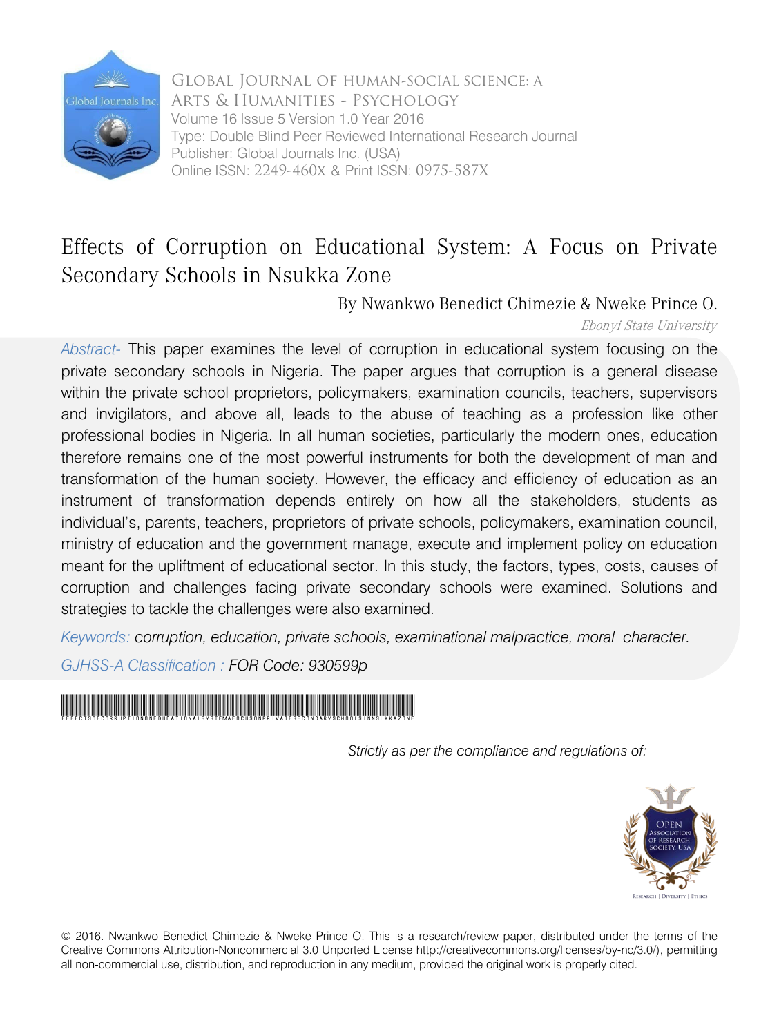Global Journal of Human-Social Science: A
Arts & Humanities - Psychology
Volume 16 Issue 5 Version 1.0 Year 2016
Type: Double Blind Peer Reviewed International Research Journal
Publisher: Global Journals Inc. (USA)
Online ISSN: 2249-460X & Print ISSN: 0975-587X

# Effects of Corruption on Educational System: A Focus on Private Secondary Schools in Nsukka Zone

By Nwankwo Benedict Chimezie & Nweke Prince O.

*Ebonyi State University*

*Abstract-* This paper examines the level of corruption in educational system focusing on the private secondary schools in Nigeria. The paper argues that corruption is a general disease within the private school proprietors, policymakers, examination councils, teachers, supervisors and invigilators, and above all, leads to the abuse of teaching as a profession like other professional bodies in Nigeria. In all human societies, particularly the modern ones, education therefore remains one of the most powerful instruments for both the development of man and transformation of the human society. However, the efficacy and efficiency of education as an instrument of transformation depends entirely on how all the stakeholders, students as individual's, parents, teachers, proprietors of private schools, policymakers, examination council, ministry of education and the government manage, execute and implement policy on education meant for the upliftment of educational sector. In this study, the factors, types, costs, causes of corruption and challenges facing private secondary schools were examined. Solutions and strategies to tackle the challenges were also examined.

*Keywords: corruption, education, private schools, examinational malpractice, moral character.*

*GJHSS-A Classification : FOR Code: 930599p*

*Strictly as per the compliance and regulations of:*

© 2016. Nwankwo Benedict Chimezie & Nweke Prince O. This is a research/review paper, distributed under the terms of the Creative Commons Attribution-Noncommercial 3.0 Unported License http://creativecommons.org/licenses/by-nc/3.0/), permitting all non-commercial use, distribution, and reproduction in any medium, provided the original work is properly cited.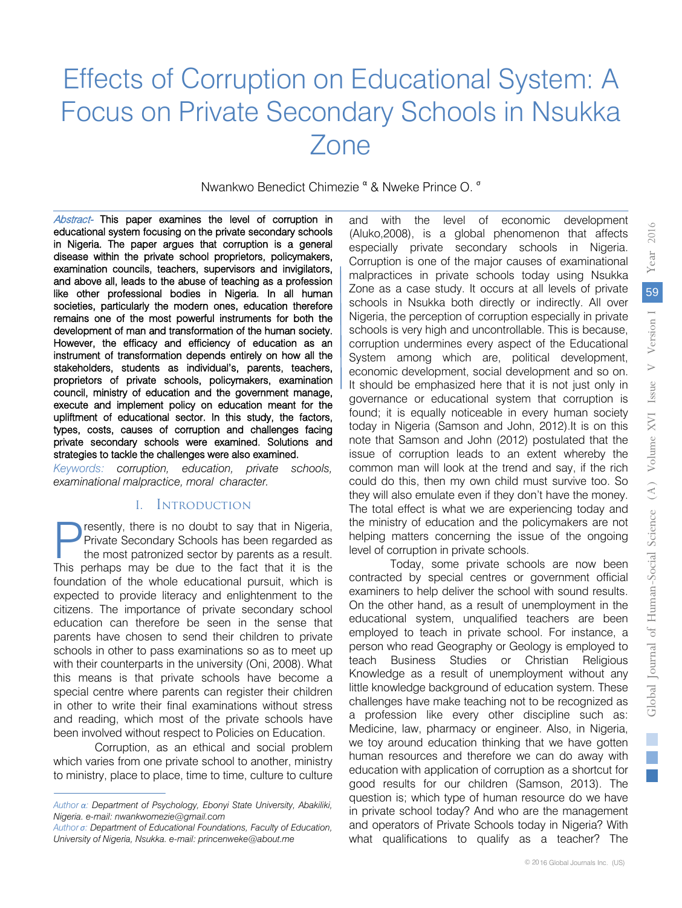# Effects of Corruption on Educational System: A Focus on Private Secondary Schools in Nsukka Zone

Nwankwo Benedict Chimezie [α] & Nweke Prince O. [σ]

*Abstract-* **This paper examines the level of corruption in educational system focusing on the private secondary schools in Nigeria. The paper argues that corruption is a general disease within the private school proprietors, policymakers, examination councils, teachers, supervisors and invigilators, and above all, leads to the abuse of teaching as a profession like other professional bodies in Nigeria. In all human societies, particularly the modern ones, education therefore remains one of the most powerful instruments for both the development of man and transformation of the human society. However, the efficacy and efficiency of education as an instrument of transformation depends entirely on how all the stakeholders, students as individual's, parents, teachers, proprietors of private schools, policymakers, examination council, ministry of education and the government manage, execute and implement policy on education meant for the upliftment of educational sector. In this study, the factors, types, costs, causes of corruption and challenges facing private secondary schools were examined. Solutions and strategies to tackle the challenges were also examined.**

*Keywords: corruption, education, private schools, examinational malpractice, moral character.*

## I. Introduction

Presently, there is no doubt to say that in Nigeria, Private Secondary Schools has been regarded as the most patronized sector by parents as a result. This perhaps may be due to the fact that it is the foundation of the whole educational pursuit, which is expected to provide literacy and enlightenment to the citizens. The importance of private secondary school education can therefore be seen in the sense that parents have chosen to send their children to private schools in other to pass examinations so as to meet up with their counterparts in the university (Oni, 2008). What this means is that private schools have become a special centre where parents can register their children in other to write their final examinations without stress and reading, which most of the private schools have been involved without respect to Policies on Education.

Corruption, as an ethical and social problem which varies from one private school to another, ministry to ministry, place to place, time to time, culture to culture and with the level of economic development (Aluko,2008), is a global phenomenon that affects especially private secondary schools in Nigeria. Corruption is one of the major causes of examinational malpractices in private schools today using Nsukka Zone as a case study. It occurs at all levels of private schools in Nsukka both directly or indirectly. All over Nigeria, the perception of corruption especially in private schools is very high and uncontrollable. This is because, corruption undermines every aspect of the Educational System among which are, political development, economic development, social development and so on. It should be emphasized here that it is not just only in governance or educational system that corruption is found; it is equally noticeable in every human society today in Nigeria (Samson and John, 2012).It is on this note that Samson and John (2012) postulated that the issue of corruption leads to an extent whereby the common man will look at the trend and say, if the rich could do this, then my own child must survive too. So they will also emulate even if they don't have the money. The total effect is what we are experiencing today and the ministry of education and the policymakers are not helping matters concerning the issue of the ongoing level of corruption in private schools.

Today, some private schools are now been contracted by special centres or government official examiners to help deliver the school with sound results. On the other hand, as a result of unemployment in the educational system, unqualified teachers are been employed to teach in private school. For instance, a person who read Geography or Geology is employed to teach Business Studies or Christian Religious Knowledge as a result of unemployment without any little knowledge background of education system. These challenges have make teaching not to be recognized as a profession like every other discipline such as: Medicine, law, pharmacy or engineer. Also, in Nigeria, we toy around education thinking that we have gotten human resources and therefore we can do away with education with application of corruption as a shortcut for good results for our children (Samson, 2013). The question is; which type of human resource do we have in private school today? And who are the management and operators of Private Schools today in Nigeria? With what qualifications to qualify as a teacher? The

*Author α: Department of Psychology, Ebonyi State University, Abakiliki, Nigeria. e-mail: nwankwomezie@gmail.com*

*Author σ: Department of Educational Foundations, Faculty of Education, University of Nigeria, Nsukka. e-mail: princenweke@about.me*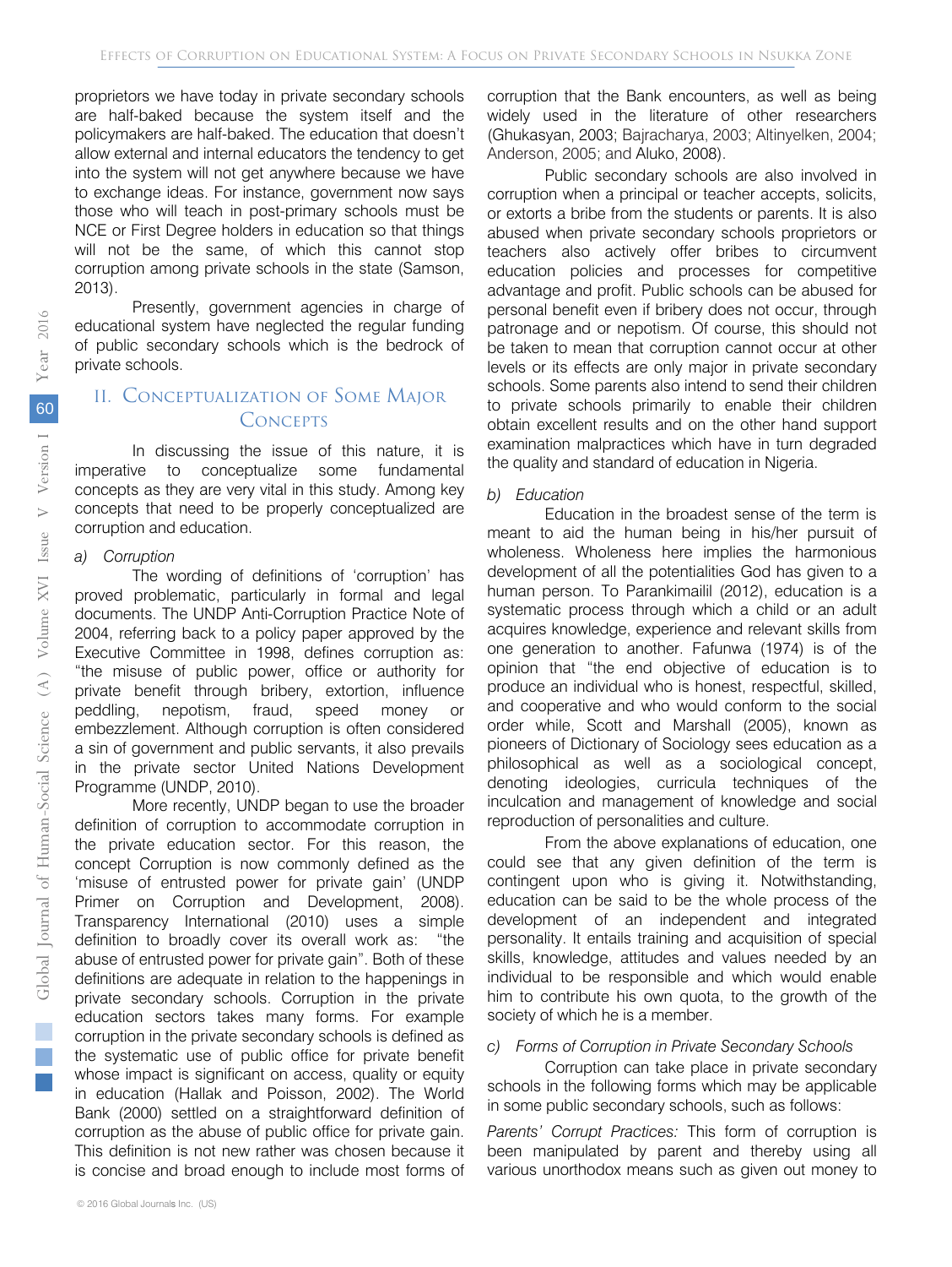proprietors we have today in private secondary schools are half-baked because the system itself and the policymakers are half-baked. The education that doesn't allow external and internal educators the tendency to get into the system will not get anywhere because we have to exchange ideas. For instance, government now says those who will teach in post-primary schools must be NCE or First Degree holders in education so that things will not be the same, of which this cannot stop corruption among private schools in the state (Samson, 2013).

Presently, government agencies in charge of educational system have neglected the regular funding of public secondary schools which is the bedrock of private schools.

## II. Conceptualization of Some Major Concepts

In discussing the issue of this nature, it is imperative to conceptualize some fundamental concepts as they are very vital in this study. Among key concepts that need to be properly conceptualized are corruption and education.

### *a) Corruption*

The wording of definitions of 'corruption' has proved problematic, particularly in formal and legal documents. The UNDP Anti-Corruption Practice Note of 2004, referring back to a policy paper approved by the Executive Committee in 1998, defines corruption as: "the misuse of public power, office or authority for private benefit through bribery, extortion, influence peddling, nepotism, fraud, speed money or embezzlement. Although corruption is often considered a sin of government and public servants, it also prevails in the private sector United Nations Development Programme (UNDP, 2010).

More recently, UNDP began to use the broader definition of corruption to accommodate corruption in the private education sector. For this reason, the concept Corruption is now commonly defined as the 'misuse of entrusted power for private gain' (UNDP Primer on Corruption and Development, 2008). Transparency International (2010) uses a simple definition to broadly cover its overall work as: "the abuse of entrusted power for private gain". Both of these definitions are adequate in relation to the happenings in private secondary schools. Corruption in the private education sectors takes many forms. For example corruption in the private secondary schools is defined as the systematic use of public office for private benefit whose impact is significant on access, quality or equity in education (Hallak and Poisson, 2002). The World Bank (2000) settled on a straightforward definition of corruption as the abuse of public office for private gain. This definition is not new rather was chosen because it is concise and broad enough to include most forms of corruption that the Bank encounters, as well as being widely used in the literature of other researchers (Ghukasyan, 2003; Bajracharya, 2003; Altinyelken, 2004; Anderson, 2005; and Aluko, 2008).

Public secondary schools are also involved in corruption when a principal or teacher accepts, solicits, or extorts a bribe from the students or parents. It is also abused when private secondary schools proprietors or teachers also actively offer bribes to circumvent education policies and processes for competitive advantage and profit. Public schools can be abused for personal benefit even if bribery does not occur, through patronage and or nepotism. Of course, this should not be taken to mean that corruption cannot occur at other levels or its effects are only major in private secondary schools. Some parents also intend to send their children to private schools primarily to enable their children obtain excellent results and on the other hand support examination malpractices which have in turn degraded the quality and standard of education in Nigeria.

### *b) Education*

Education in the broadest sense of the term is meant to aid the human being in his/her pursuit of wholeness. Wholeness here implies the harmonious development of all the potentialities God has given to a human person. To Parankimailil (2012), education is a systematic process through which a child or an adult acquires knowledge, experience and relevant skills from one generation to another. Fafunwa (1974) is of the opinion that "the end objective of education is to produce an individual who is honest, respectful, skilled, and cooperative and who would conform to the social order while, Scott and Marshall (2005), known as pioneers of Dictionary of Sociology sees education as a philosophical as well as a sociological concept, denoting ideologies, curricula techniques of the inculcation and management of knowledge and social reproduction of personalities and culture.

From the above explanations of education, one could see that any given definition of the term is contingent upon who is giving it. Notwithstanding, education can be said to be the whole process of the development of an independent and integrated personality. It entails training and acquisition of special skills, knowledge, attitudes and values needed by an individual to be responsible and which would enable him to contribute his own quota, to the growth of the society of which he is a member.

### *c) Forms of Corruption in Private Secondary Schools*

Corruption can take place in private secondary schools in the following forms which may be applicable in some public secondary schools, such as follows:

*Parents' Corrupt Practices:* This form of corruption is been manipulated by parent and thereby using all various unorthodox means such as given out money to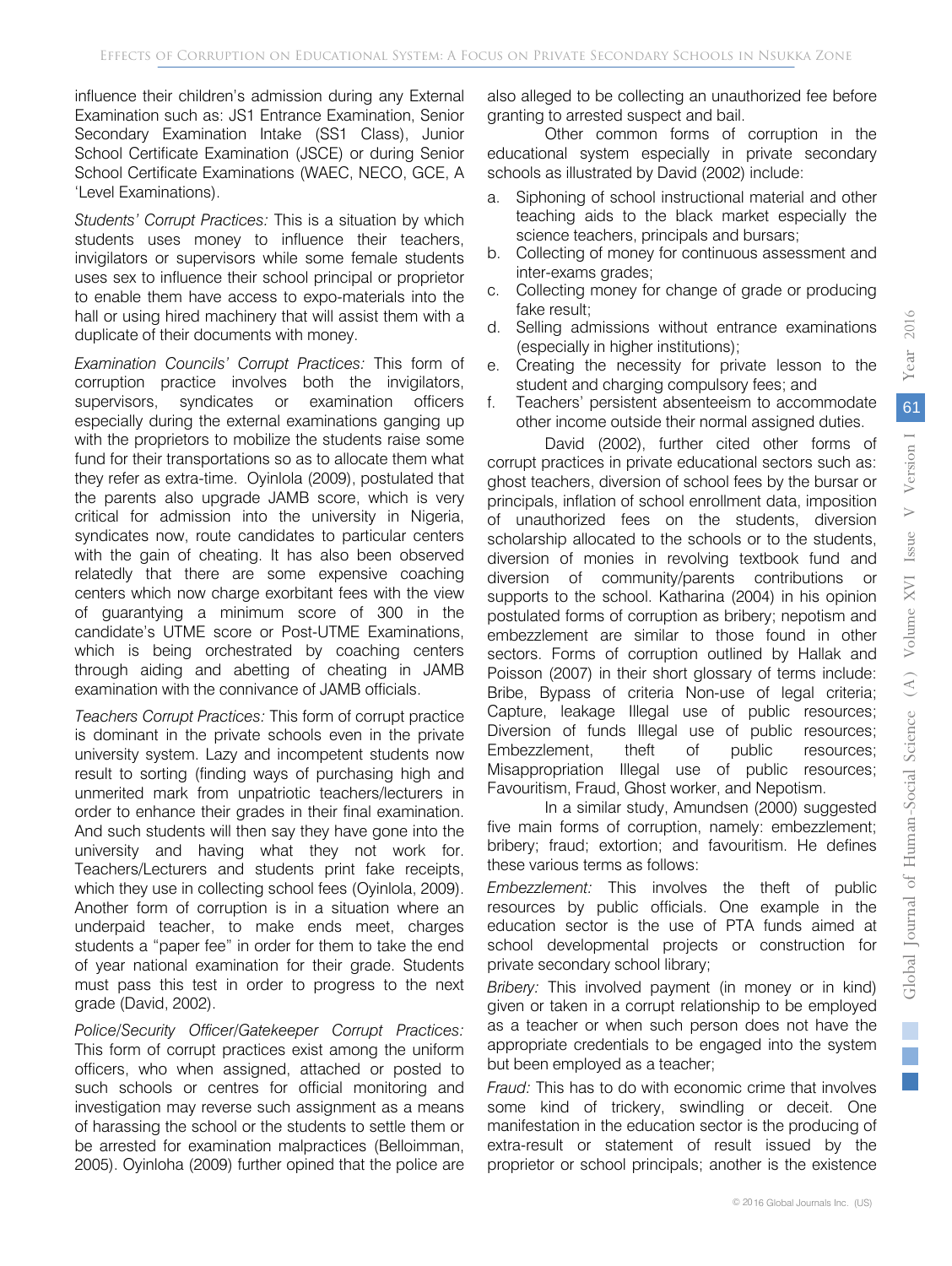influence their children's admission during any External Examination such as: JS1 Entrance Examination, Senior Secondary Examination Intake (SS1 Class), Junior School Certificate Examination (JSCE) or during Senior School Certificate Examinations (WAEC, NECO, GCE, A 'Level Examinations).

*Students' Corrupt Practices:* This is a situation by which students uses money to influence their teachers, invigilators or supervisors while some female students uses sex to influence their school principal or proprietor to enable them have access to expo-materials into the hall or using hired machinery that will assist them with a duplicate of their documents with money.

*Examination Councils' Corrupt Practices:* This form of corruption practice involves both the invigilators, supervisors, syndicates or examination officers especially during the external examinations ganging up with the proprietors to mobilize the students raise some fund for their transportations so as to allocate them what they refer as extra-time. Oyinlola (2009), postulated that the parents also upgrade JAMB score, which is very critical for admission into the university in Nigeria, syndicates now, route candidates to particular centers with the gain of cheating. It has also been observed relatedly that there are some expensive coaching centers which now charge exorbitant fees with the view of guarantying a minimum score of 300 in the candidate's UTME score or Post-UTME Examinations, which is being orchestrated by coaching centers through aiding and abetting of cheating in JAMB examination with the connivance of JAMB officials.

*Teachers Corrupt Practices:* This form of corrupt practice is dominant in the private schools even in the private university system. Lazy and incompetent students now result to sorting (finding ways of purchasing high and unmerited mark from unpatriotic teachers/lecturers in order to enhance their grades in their final examination. And such students will then say they have gone into the university and having what they not work for. Teachers/Lecturers and students print fake receipts, which they use in collecting school fees (Oyinlola, 2009). Another form of corruption is in a situation where an underpaid teacher, to make ends meet, charges students a "paper fee" in order for them to take the end of year national examination for their grade. Students must pass this test in order to progress to the next grade (David, 2002).

*Police/Security Officer/Gatekeeper Corrupt Practices:* This form of corrupt practices exist among the uniform officers, who when assigned, attached or posted to such schools or centres for official monitoring and investigation may reverse such assignment as a means of harassing the school or the students to settle them or be arrested for examination malpractices (Belloimman, 2005). Oyinloha (2009) further opined that the police are also alleged to be collecting an unauthorized fee before granting to arrested suspect and bail.

Other common forms of corruption in the educational system especially in private secondary schools as illustrated by David (2002) include:

a. Siphoning of school instructional material and other teaching aids to the black market especially the science teachers, principals and bursars;
b. Collecting of money for continuous assessment and inter-exams grades;
c. Collecting money for change of grade or producing fake result;
d. Selling admissions without entrance examinations (especially in higher institutions);
e. Creating the necessity for private lesson to the student and charging compulsory fees; and
f. Teachers' persistent absenteeism to accommodate other income outside their normal assigned duties.

David (2002), further cited other forms of corrupt practices in private educational sectors such as: ghost teachers, diversion of school fees by the bursar or principals, inflation of school enrollment data, imposition of unauthorized fees on the students, diversion scholarship allocated to the schools or to the students, diversion of monies in revolving textbook fund and diversion of community/parents contributions or supports to the school. Katharina (2004) in his opinion postulated forms of corruption as bribery; nepotism and embezzlement are similar to those found in other sectors. Forms of corruption outlined by Hallak and Poisson (2007) in their short glossary of terms include: Bribe, Bypass of criteria Non-use of legal criteria; Capture, leakage Illegal use of public resources; Diversion of funds Illegal use of public resources; Embezzlement, theft of public resources; Misappropriation Illegal use of public resources; Favouritism, Fraud, Ghost worker, and Nepotism.

In a similar study, Amundsen (2000) suggested five main forms of corruption, namely: embezzlement; bribery; fraud; extortion; and favouritism. He defines these various terms as follows:

*Embezzlement:* This involves the theft of public resources by public officials. One example in the education sector is the use of PTA funds aimed at school developmental projects or construction for private secondary school library;

*Bribery:* This involved payment (in money or in kind) given or taken in a corrupt relationship to be employed as a teacher or when such person does not have the appropriate credentials to be engaged into the system but been employed as a teacher;

*Fraud:* This has to do with economic crime that involves some kind of trickery, swindling or deceit. One manifestation in the education sector is the producing of extra-result or statement of result issued by the proprietor or school principals; another is the existence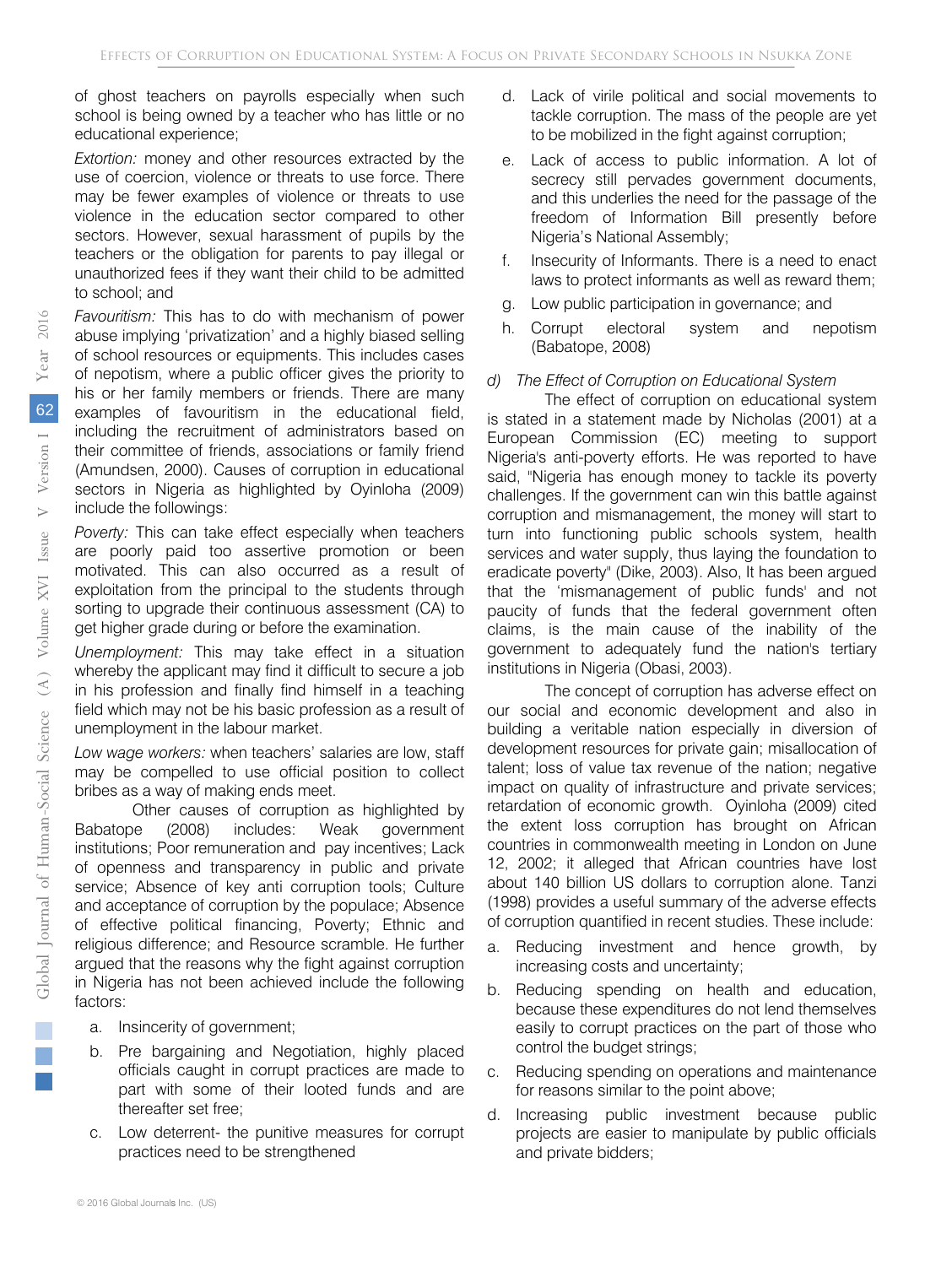of ghost teachers on payrolls especially when such school is being owned by a teacher who has little or no educational experience;

*Extortion:* money and other resources extracted by the use of coercion, violence or threats to use force. There may be fewer examples of violence or threats to use violence in the education sector compared to other sectors. However, sexual harassment of pupils by the teachers or the obligation for parents to pay illegal or unauthorized fees if they want their child to be admitted to school; and

*Favouritism:* This has to do with mechanism of power abuse implying 'privatization' and a highly biased selling of school resources or equipments. This includes cases of nepotism, where a public officer gives the priority to his or her family members or friends. There are many examples of favouritism in the educational field, including the recruitment of administrators based on their committee of friends, associations or family friend (Amundsen, 2000). Causes of corruption in educational sectors in Nigeria as highlighted by Oyinloha (2009) include the followings:

*Poverty:* This can take effect especially when teachers are poorly paid too assertive promotion or been motivated. This can also occurred as a result of exploitation from the principal to the students through sorting to upgrade their continuous assessment (CA) to get higher grade during or before the examination.

*Unemployment:* This may take effect in a situation whereby the applicant may find it difficult to secure a job in his profession and finally find himself in a teaching field which may not be his basic profession as a result of unemployment in the labour market.

*Low wage workers:* when teachers' salaries are low, staff may be compelled to use official position to collect bribes as a way of making ends meet.

Other causes of corruption as highlighted by Babatope (2008) includes: Weak government institutions; Poor remuneration and pay incentives; Lack of openness and transparency in public and private service; Absence of key anti corruption tools; Culture and acceptance of corruption by the populace; Absence of effective political financing, Poverty; Ethnic and religious difference; and Resource scramble. He further argued that the reasons why the fight against corruption in Nigeria has not been achieved include the following factors:

a. Insincerity of government;
b. Pre bargaining and Negotiation, highly placed officials caught in corrupt practices are made to part with some of their looted funds and are thereafter set free;
c. Low deterrent- the punitive measures for corrupt practices need to be strengthened
d. Lack of virile political and social movements to tackle corruption. The mass of the people are yet to be mobilized in the fight against corruption;
e. Lack of access to public information. A lot of secrecy still pervades government documents, and this underlies the need for the passage of the freedom of Information Bill presently before Nigeria's National Assembly;
f. Insecurity of Informants. There is a need to enact laws to protect informants as well as reward them;
g. Low public participation in governance; and
h. Corrupt electoral system and nepotism (Babatope, 2008)

### d) The Effect of Corruption on Educational System

The effect of corruption on educational system is stated in a statement made by Nicholas (2001) at a European Commission (EC) meeting to support Nigeria's anti-poverty efforts. He was reported to have said, "Nigeria has enough money to tackle its poverty challenges. If the government can win this battle against corruption and mismanagement, the money will start to turn into functioning public schools system, health services and water supply, thus laying the foundation to eradicate poverty" (Dike, 2003). Also, It has been argued that the 'mismanagement of public funds' and not paucity of funds that the federal government often claims, is the main cause of the inability of the government to adequately fund the nation's tertiary institutions in Nigeria (Obasi, 2003).

The concept of corruption has adverse effect on our social and economic development and also in building a veritable nation especially in diversion of development resources for private gain; misallocation of talent; loss of value tax revenue of the nation; negative impact on quality of infrastructure and private services; retardation of economic growth. Oyinloha (2009) cited the extent loss corruption has brought on African countries in commonwealth meeting in London on June 12, 2002; it alleged that African countries have lost about 140 billion US dollars to corruption alone. Tanzi (1998) provides a useful summary of the adverse effects of corruption quantified in recent studies. These include:

a. Reducing investment and hence growth, by increasing costs and uncertainty;
b. Reducing spending on health and education, because these expenditures do not lend themselves easily to corrupt practices on the part of those who control the budget strings;
c. Reducing spending on operations and maintenance for reasons similar to the point above;
d. Increasing public investment because public projects are easier to manipulate by public officials and private bidders;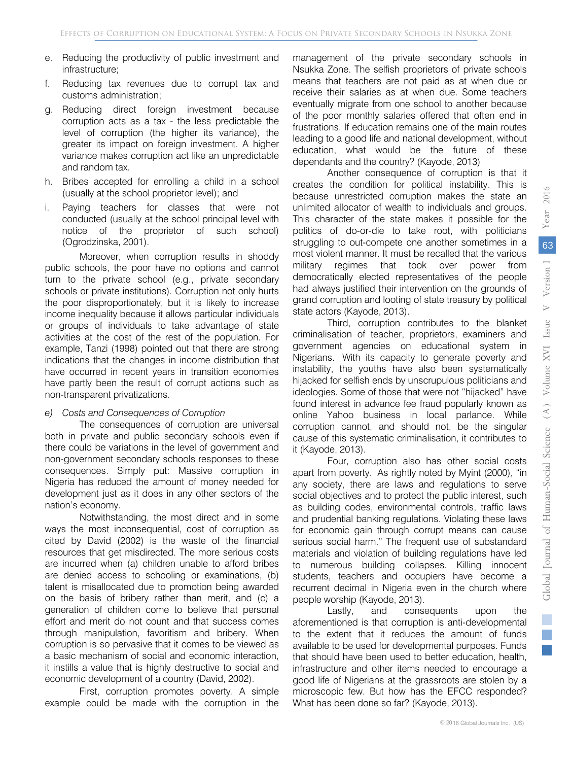e. Reducing the productivity of public investment and infrastructure;
f. Reducing tax revenues due to corrupt tax and customs administration;
g. Reducing direct foreign investment because corruption acts as a tax - the less predictable the level of corruption (the higher its variance), the greater its impact on foreign investment. A higher variance makes corruption act like an unpredictable and random tax.
h. Bribes accepted for enrolling a child in a school (usually at the school proprietor level); and
i. Paying teachers for classes that were not conducted (usually at the school principal level with notice of the proprietor of such school) (Ogrodzinska, 2001).

Moreover, when corruption results in shoddy public schools, the poor have no options and cannot turn to the private school (e.g., private secondary schools or private institutions). Corruption not only hurts the poor disproportionately, but it is likely to increase income inequality because it allows particular individuals or groups of individuals to take advantage of state activities at the cost of the rest of the population. For example, Tanzi (1998) pointed out that there are strong indications that the changes in income distribution that have occurred in recent years in transition economies have partly been the result of corrupt actions such as non-transparent privatizations.

### *e) Costs and Consequences of Corruption*

The consequences of corruption are universal both in private and public secondary schools even if there could be variations in the level of government and non-government secondary schools responses to these consequences. Simply put: Massive corruption in Nigeria has reduced the amount of money needed for development just as it does in any other sectors of the nation's economy.

Notwithstanding, the most direct and in some ways the most inconsequential, cost of corruption as cited by David (2002) is the waste of the financial resources that get misdirected. The more serious costs are incurred when (a) children unable to afford bribes are denied access to schooling or examinations, (b) talent is misallocated due to promotion being awarded on the basis of bribery rather than merit, and (c) a generation of children come to believe that personal effort and merit do not count and that success comes through manipulation, favoritism and bribery. When corruption is so pervasive that it comes to be viewed as a basic mechanism of social and economic interaction, it instills a value that is highly destructive to social and economic development of a country (David, 2002).

First, corruption promotes poverty. A simple example could be made with the corruption in the management of the private secondary schools in Nsukka Zone. The selfish proprietors of private schools means that teachers are not paid as at when due or receive their salaries as at when due. Some teachers eventually migrate from one school to another because of the poor monthly salaries offered that often end in frustrations. If education remains one of the main routes leading to a good life and national development, without education, what would be the future of these dependants and the country? (Kayode, 2013)

Another consequence of corruption is that it creates the condition for political instability. This is because unrestricted corruption makes the state an unlimited allocator of wealth to individuals and groups. This character of the state makes it possible for the politics of do-or-die to take root, with politicians struggling to out-compete one another sometimes in a most violent manner. It must be recalled that the various military regimes that took over power from democratically elected representatives of the people had always justified their intervention on the grounds of grand corruption and looting of state treasury by political state actors (Kayode, 2013).

Third, corruption contributes to the blanket criminalisation of teacher, proprietors, examiners and government agencies on educational system in Nigerians. With its capacity to generate poverty and instability, the youths have also been systematically hijacked for selfish ends by unscrupulous politicians and ideologies. Some of those that were not "hijacked" have found interest in advance fee fraud popularly known as online Yahoo business in local parlance. While corruption cannot, and should not, be the singular cause of this systematic criminalisation, it contributes to it (Kayode, 2013).

Four, corruption also has other social costs apart from poverty. As rightly noted by Myint (2000), "in any society, there are laws and regulations to serve social objectives and to protect the public interest, such as building codes, environmental controls, traffic laws and prudential banking regulations. Violating these laws for economic gain through corrupt means can cause serious social harm." The frequent use of substandard materials and violation of building regulations have led to numerous building collapses. Killing innocent students, teachers and occupiers have become a recurrent decimal in Nigeria even in the church where people worship (Kayode, 2013).

Lastly, and consequents upon the aforementioned is that corruption is anti-developmental to the extent that it reduces the amount of funds available to be used for developmental purposes. Funds that should have been used to better education, health, infrastructure and other items needed to encourage a good life of Nigerians at the grassroots are stolen by a microscopic few. But how has the EFCC responded? What has been done so far? (Kayode, 2013).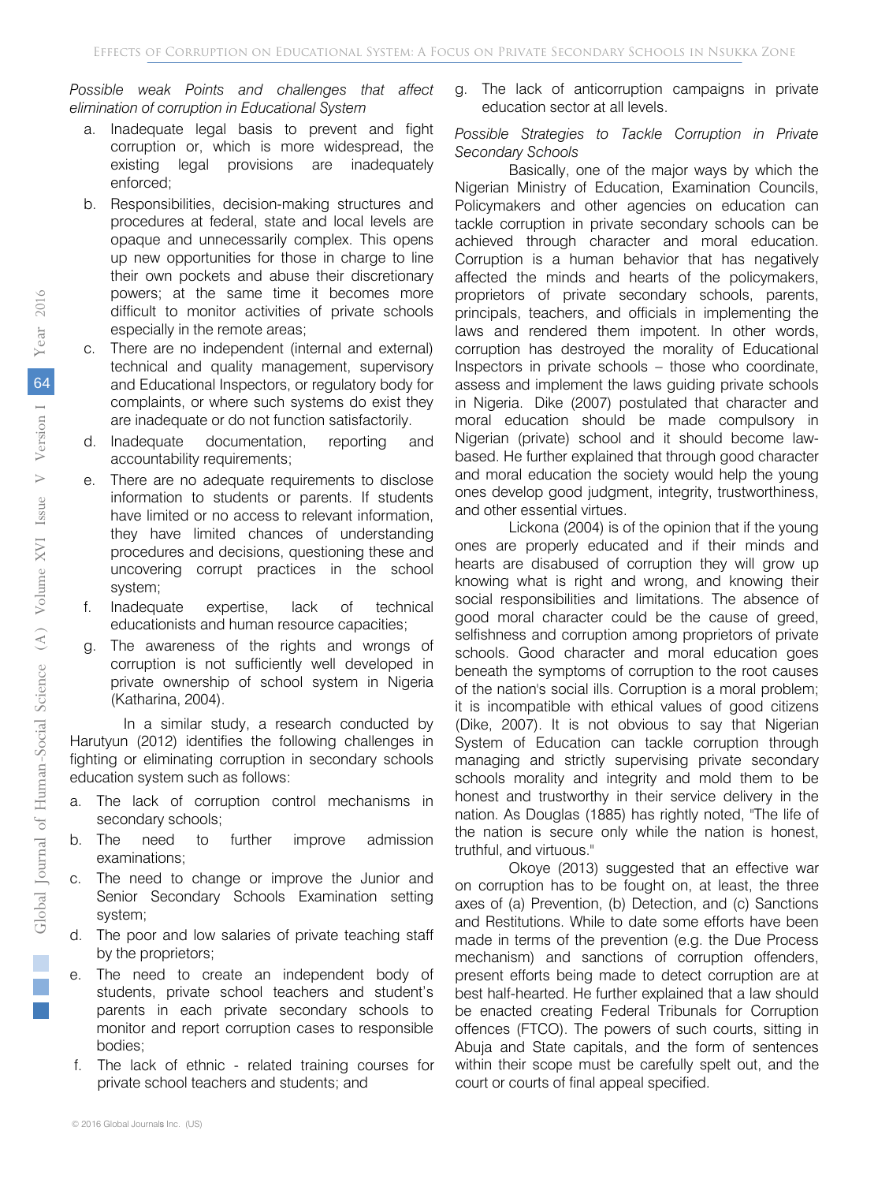*Possible weak Points and challenges that affect elimination of corruption in Educational System*

a. Inadequate legal basis to prevent and fight corruption or, which is more widespread, the existing legal provisions are inadequately enforced;
b. Responsibilities, decision-making structures and procedures at federal, state and local levels are opaque and unnecessarily complex. This opens up new opportunities for those in charge to line their own pockets and abuse their discretionary powers; at the same time it becomes more difficult to monitor activities of private schools especially in the remote areas;
c. There are no independent (internal and external) technical and quality management, supervisory and Educational Inspectors, or regulatory body for complaints, or where such systems do exist they are inadequate or do not function satisfactorily.
d. Inadequate documentation, reporting and accountability requirements;
e. There are no adequate requirements to disclose information to students or parents. If students have limited or no access to relevant information, they have limited chances of understanding procedures and decisions, questioning these and uncovering corrupt practices in the school system;
f. Inadequate expertise, lack of technical educationists and human resource capacities;
g. The awareness of the rights and wrongs of corruption is not sufficiently well developed in private ownership of school system in Nigeria (Katharina, 2004).

In a similar study, a research conducted by Harutyun (2012) identifies the following challenges in fighting or eliminating corruption in secondary schools education system such as follows:

a. The lack of corruption control mechanisms in secondary schools;
b. The need to further improve admission examinations;
c. The need to change or improve the Junior and Senior Secondary Schools Examination setting system;
d. The poor and low salaries of private teaching staff by the proprietors;
e. The need to create an independent body of students, private school teachers and student's parents in each private secondary schools to monitor and report corruption cases to responsible bodies;
f. The lack of ethnic - related training courses for private school teachers and students; and
g. The lack of anticorruption campaigns in private education sector at all levels.

*Possible Strategies to Tackle Corruption in Private Secondary Schools*

Basically, one of the major ways by which the Nigerian Ministry of Education, Examination Councils, Policymakers and other agencies on education can tackle corruption in private secondary schools can be achieved through character and moral education. Corruption is a human behavior that has negatively affected the minds and hearts of the policymakers, proprietors of private secondary schools, parents, principals, teachers, and officials in implementing the laws and rendered them impotent. In other words, corruption has destroyed the morality of Educational Inspectors in private schools – those who coordinate, assess and implement the laws guiding private schools in Nigeria. Dike (2007) postulated that character and moral education should be made compulsory in Nigerian (private) school and it should become law-based. He further explained that through good character and moral education the society would help the young ones develop good judgment, integrity, trustworthiness, and other essential virtues.

Lickona (2004) is of the opinion that if the young ones are properly educated and if their minds and hearts are disabused of corruption they will grow up knowing what is right and wrong, and knowing their social responsibilities and limitations. The absence of good moral character could be the cause of greed, selfishness and corruption among proprietors of private schools. Good character and moral education goes beneath the symptoms of corruption to the root causes of the nation's social ills. Corruption is a moral problem; it is incompatible with ethical values of good citizens (Dike, 2007). It is not obvious to say that Nigerian System of Education can tackle corruption through managing and strictly supervising private secondary schools morality and integrity and mold them to be honest and trustworthy in their service delivery in the nation. As Douglas (1885) has rightly noted, "The life of the nation is secure only while the nation is honest, truthful, and virtuous."

Okoye (2013) suggested that an effective war on corruption has to be fought on, at least, the three axes of (a) Prevention, (b) Detection, and (c) Sanctions and Restitutions. While to date some efforts have been made in terms of the prevention (e.g. the Due Process mechanism) and sanctions of corruption offenders, present efforts being made to detect corruption are at best half-hearted. He further explained that a law should be enacted creating Federal Tribunals for Corruption offences (FTCO). The powers of such courts, sitting in Abuja and State capitals, and the form of sentences within their scope must be carefully spelt out, and the court or courts of final appeal specified.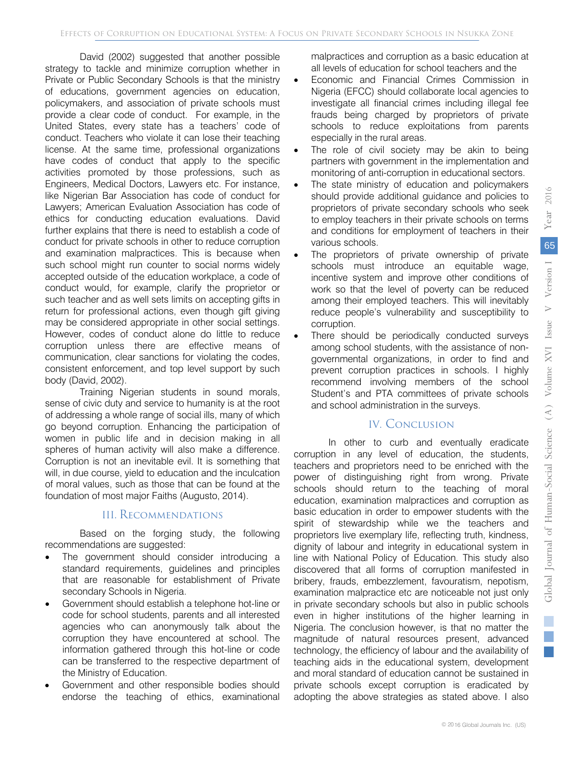David (2002) suggested that another possible strategy to tackle and minimize corruption whether in Private or Public Secondary Schools is that the ministry of educations, government agencies on education, policymakers, and association of private schools must provide a clear code of conduct. For example, in the United States, every state has a teachers' code of conduct. Teachers who violate it can lose their teaching license. At the same time, professional organizations have codes of conduct that apply to the specific activities promoted by those professions, such as Engineers, Medical Doctors, Lawyers etc. For instance, like Nigerian Bar Association has code of conduct for Lawyers; American Evaluation Association has code of ethics for conducting education evaluations. David further explains that there is need to establish a code of conduct for private schools in other to reduce corruption and examination malpractices. This is because when such school might run counter to social norms widely accepted outside of the education workplace, a code of conduct would, for example, clarify the proprietor or such teacher and as well sets limits on accepting gifts in return for professional actions, even though gift giving may be considered appropriate in other social settings. However, codes of conduct alone do little to reduce corruption unless there are effective means of communication, clear sanctions for violating the codes, consistent enforcement, and top level support by such body (David, 2002).

Training Nigerian students in sound morals, sense of civic duty and service to humanity is at the root of addressing a whole range of social ills, many of which go beyond corruption. Enhancing the participation of women in public life and in decision making in all spheres of human activity will also make a difference. Corruption is not an inevitable evil. It is something that will, in due course, yield to education and the inculcation of moral values, such as those that can be found at the foundation of most major Faiths (Augusto, 2014).

## III. Recommendations

Based on the forging study, the following recommendations are suggested:

- The government should consider introducing a standard requirements, guidelines and principles that are reasonable for establishment of Private secondary Schools in Nigeria.
- Government should establish a telephone hot-line or code for school students, parents and all interested agencies who can anonymously talk about the corruption they have encountered at school. The information gathered through this hot-line or code can be transferred to the respective department of the Ministry of Education.
- Government and other responsible bodies should endorse the teaching of ethics, examinational malpractices and corruption as a basic education at all levels of education for school teachers and the
- Economic and Financial Crimes Commission in Nigeria (EFCC) should collaborate local agencies to investigate all financial crimes including illegal fee frauds being charged by proprietors of private schools to reduce exploitations from parents especially in the rural areas.
- The role of civil society may be akin to being partners with government in the implementation and monitoring of anti-corruption in educational sectors.
- The state ministry of education and policymakers should provide additional guidance and policies to proprietors of private secondary schools who seek to employ teachers in their private schools on terms and conditions for employment of teachers in their various schools.
- The proprietors of private ownership of private schools must introduce an equitable wage, incentive system and improve other conditions of work so that the level of poverty can be reduced among their employed teachers. This will inevitably reduce people's vulnerability and susceptibility to corruption.
- There should be periodically conducted surveys among school students, with the assistance of non-governmental organizations, in order to find and prevent corruption practices in schools. I highly recommend involving members of the school Student's and PTA committees of private schools and school administration in the surveys.

## IV. Conclusion

In other to curb and eventually eradicate corruption in any level of education, the students, teachers and proprietors need to be enriched with the power of distinguishing right from wrong. Private schools should return to the teaching of moral education, examination malpractices and corruption as basic education in order to empower students with the spirit of stewardship while we the teachers and proprietors live exemplary life, reflecting truth, kindness, dignity of labour and integrity in educational system in line with National Policy of Education. This study also discovered that all forms of corruption manifested in bribery, frauds, embezzlement, favouratism, nepotism, examination malpractice etc are noticeable not just only in private secondary schools but also in public schools even in higher institutions of the higher learning in Nigeria. The conclusion however, is that no matter the magnitude of natural resources present, advanced technology, the efficiency of labour and the availability of teaching aids in the educational system, development and moral standard of education cannot be sustained in private schools except corruption is eradicated by adopting the above strategies as stated above. I also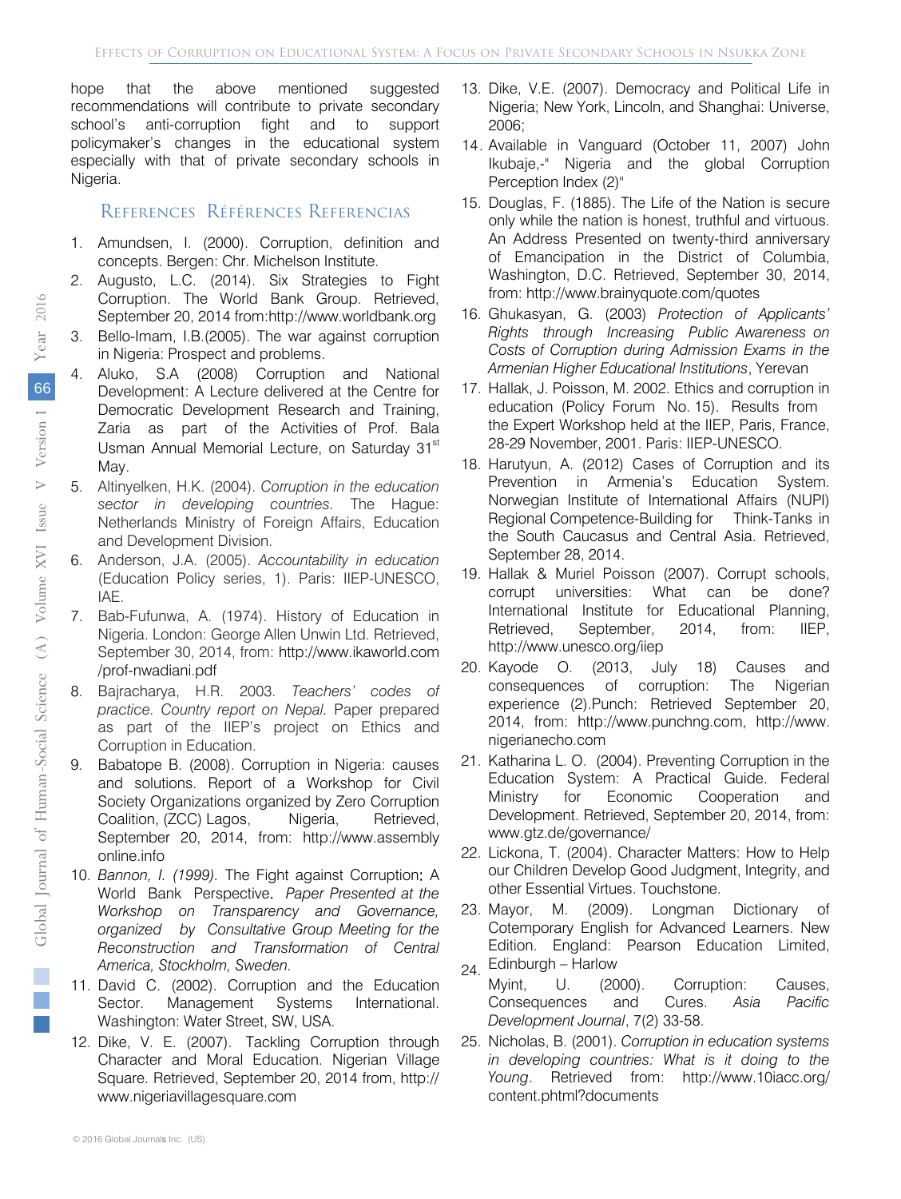hope that the above mentioned suggested recommendations will contribute to private secondary school's anti-corruption fight and to support policymaker's changes in the educational system especially with that of private secondary schools in Nigeria.

## References Références Referencias

1. Amundsen, I. (2000). Corruption, definition and concepts. Bergen: Chr. Michelson Institute.
2. Augusto, L.C. (2014). Six Strategies to Fight Corruption. The World Bank Group. Retrieved, September 20, 2014 from:http://www.worldbank.org
3. Bello-Imam, I.B.(2005). The war against corruption in Nigeria: Prospect and problems.
4. Aluko, S.A (2008) Corruption and National Development: A Lecture delivered at the Centre for Democratic Development Research and Training, Zaria as part of the Activities of Prof. Bala Usman Annual Memorial Lecture, on Saturday 31st May.
5. Altinyelken, H.K. (2004). *Corruption in the education sector in developing countries.* The Hague: Netherlands Ministry of Foreign Affairs, Education and Development Division.
6. Anderson, J.A. (2005). *Accountability in education* (Education Policy series, 1). Paris: IIEP-UNESCO, IAE.
7. Bab-Fufunwa, A. (1974). History of Education in Nigeria. London: George Allen Unwin Ltd. Retrieved, September 30, 2014, from: http://www.ikaworld.com /prof-nwadiani.pdf
8. Bajracharya, H.R. 2003. *Teachers' codes of practice. Country report on Nepal.* Paper prepared as part of the IIEP's project on Ethics and Corruption in Education.
9. Babatope B. (2008). Corruption in Nigeria: causes and solutions. Report of a Workshop for Civil Society Organizations organized by Zero Corruption Coalition, (ZCC) Lagos, Nigeria, Retrieved, September 20, 2014, from: http://www.assembly online.info
10. *Bannon, I. (1999).* The Fight against Corruption: A World Bank Perspective. *Paper Presented at the Workshop on Transparency and Governance, organized by Consultative Group Meeting for the Reconstruction and Transformation of Central America, Stockholm, Sweden.*
11. David C. (2002). Corruption and the Education Sector. Management Systems International. Washington: Water Street, SW, USA.
12. Dike, V. E. (2007). Tackling Corruption through Character and Moral Education. Nigerian Village Square. Retrieved, September 20, 2014 from, http:// www.nigeriavillagesquare.com
13. Dike, V.E. (2007). Democracy and Political Life in Nigeria; New York, Lincoln, and Shanghai: Universe, 2006;
14. Available in Vanguard (October 11, 2007) John Ikubaje,-" Nigeria and the global Corruption Perception Index (2)"
15. Douglas, F. (1885). The Life of the Nation is secure only while the nation is honest, truthful and virtuous. An Address Presented on twenty-third anniversary of Emancipation in the District of Columbia, Washington, D.C. Retrieved, September 30, 2014, from: http://www.brainyquote.com/quotes
16. Ghukasyan, G. (2003) *Protection of Applicants' Rights through Increasing Public Awareness on Costs of Corruption during Admission Exams in the Armenian Higher Educational Institutions*, Yerevan
17. Hallak, J. Poisson, M. 2002. Ethics and corruption in education (Policy Forum No. 15). Results from the Expert Workshop held at the IIEP, Paris, France, 28-29 November, 2001. Paris: IIEP-UNESCO.
18. Harutyun, A. (2012) Cases of Corruption and its Prevention in Armenia's Education System. Norwegian Institute of International Affairs (NUPI) Regional Competence-Building for Think-Tanks in the South Caucasus and Central Asia. Retrieved, September 28, 2014.
19. Hallak & Muriel Poisson (2007). Corrupt schools, corrupt universities: What can be done? International Institute for Educational Planning, Retrieved, September, 2014, from: IIEP, http://www.unesco.org/iiep
20. Kayode O. (2013, July 18) Causes and consequences of corruption: The Nigerian experience (2).Punch: Retrieved September 20, 2014, from: http://www.punchng.com, http://www. nigerianecho.com
21. Katharina L. O. (2004). Preventing Corruption in the Education System: A Practical Guide. Federal Ministry for Economic Cooperation and Development. Retrieved, September 20, 2014, from: www.gtz.de/governance/
22. Lickona, T. (2004). Character Matters: How to Help our Children Develop Good Judgment, Integrity, and other Essential Virtues. Touchstone.
23. Mayor, M. (2009). Longman Dictionary of Cotemporary English for Advanced Learners. New Edition. England: Pearson Education Limited, Edinburgh – Harlow
24. Myint, U. (2000). Corruption: Causes, Consequences and Cures. *Asia Pacific Development Journal*, 7(2) 33-58.
25. Nicholas, B. (2001). *Corruption in education systems in developing countries: What is it doing to the Young*. Retrieved from: http://www.10iacc.org/ content.phtml?documents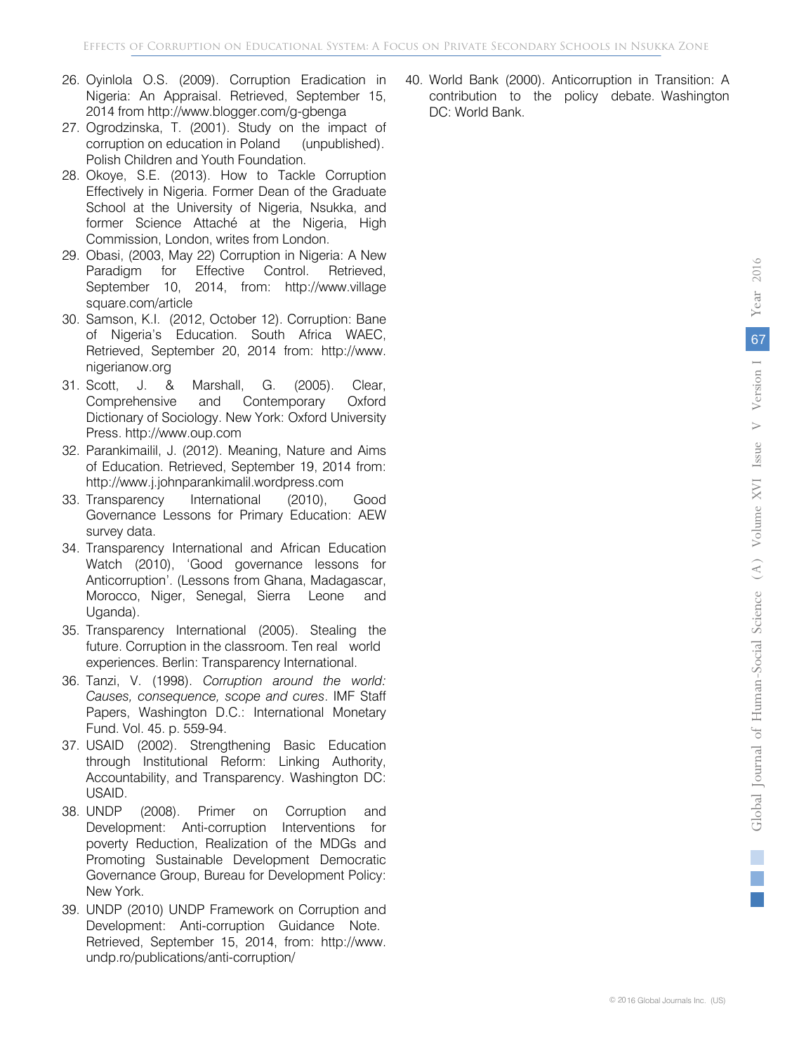26. Oyinlola O.S. (2009). Corruption Eradication in Nigeria: An Appraisal. Retrieved, September 15, 2014 from http://www.blogger.com/g-gbenga
27. Ogrodzinska, T. (2001). Study on the impact of corruption on education in Poland (unpublished). Polish Children and Youth Foundation.
28. Okoye, S.E. (2013). How to Tackle Corruption Effectively in Nigeria. Former Dean of the Graduate School at the University of Nigeria, Nsukka, and former Science Attaché at the Nigeria, High Commission, London, writes from London.
29. Obasi, (2003, May 22) Corruption in Nigeria: A New Paradigm for Effective Control. Retrieved, September 10, 2014, from: http://www.village square.com/article
30. Samson, K.I. (2012, October 12). Corruption: Bane of Nigeria's Education. South Africa WAEC, Retrieved, September 20, 2014 from: http://www.nigerianow.org
31. Scott, J. & Marshall, G. (2005). Clear, Comprehensive and Contemporary Oxford Dictionary of Sociology. New York: Oxford University Press. http://www.oup.com
32. Parankimailil, J. (2012). Meaning, Nature and Aims of Education. Retrieved, September 19, 2014 from: http://www.j.johnparankimalil.wordpress.com
33. Transparency International (2010), Good Governance Lessons for Primary Education: AEW survey data.
34. Transparency International and African Education Watch (2010), 'Good governance lessons for Anticorruption'. (Lessons from Ghana, Madagascar, Morocco, Niger, Senegal, Sierra Leone and Uganda).
35. Transparency International (2005). Stealing the future. Corruption in the classroom. Ten real world experiences. Berlin: Transparency International.
36. Tanzi, V. (1998). *Corruption around the world: Causes, consequence, scope and cures*. IMF Staff Papers, Washington D.C.: International Monetary Fund. Vol. 45. p. 559-94.
37. USAID (2002). Strengthening Basic Education through Institutional Reform: Linking Authority, Accountability, and Transparency. Washington DC: USAID.
38. UNDP (2008). Primer on Corruption and Development: Anti-corruption Interventions for poverty Reduction, Realization of the MDGs and Promoting Sustainable Development Democratic Governance Group, Bureau for Development Policy: New York.
39. UNDP (2010) UNDP Framework on Corruption and Development: Anti-corruption Guidance Note. Retrieved, September 15, 2014, from: http://www.undp.ro/publications/anti-corruption/
40. World Bank (2000). Anticorruption in Transition: A contribution to the policy debate. Washington DC: World Bank.